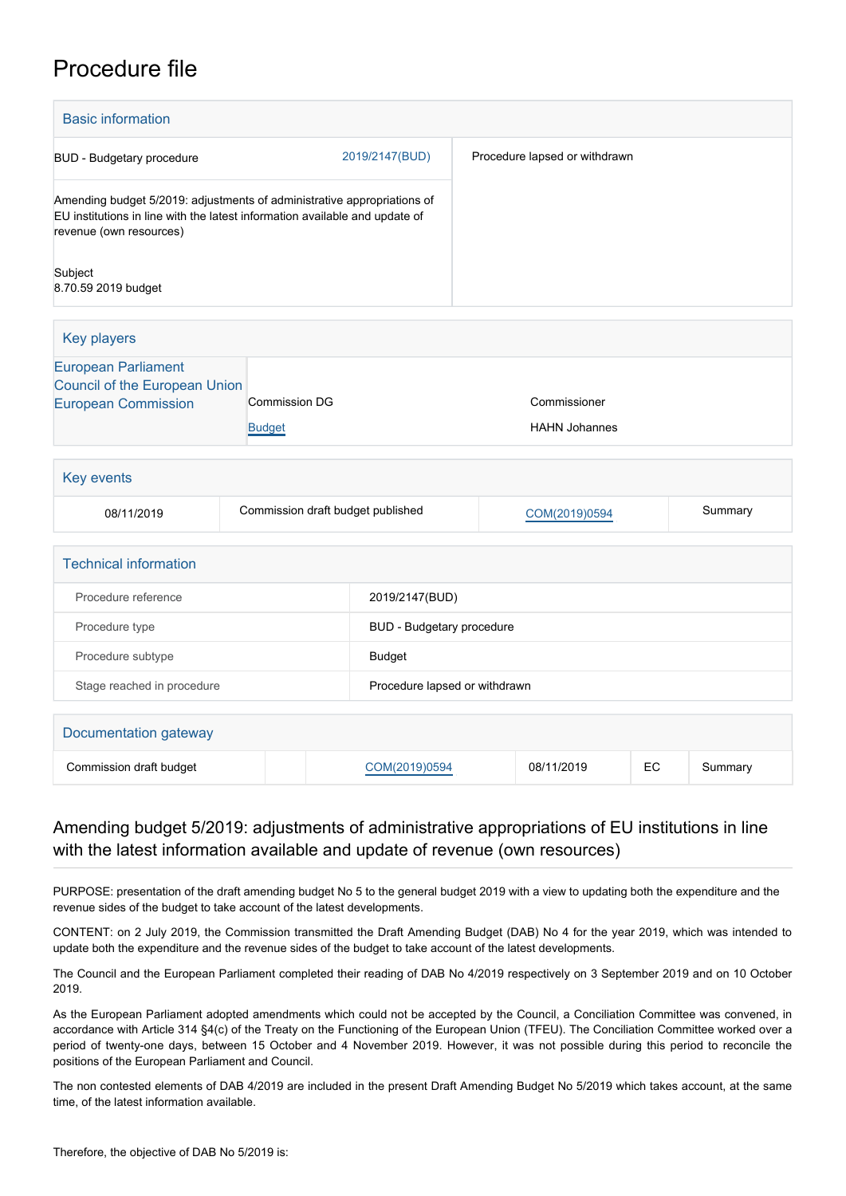# Procedure file

## Basic information

| | | |
|---|---|---|
| BUD - Budgetary procedure | 2019/2147(BUD) | Procedure lapsed or withdrawn |
| Amending budget 5/2019: adjustments of administrative appropriations of EU institutions in line with the latest information available and update of revenue (own resources) | | |
| Subject<br>8.70.59 2019 budget | | |

## Key players

| | | |
|---|---|---|
| European Parliament | | |
| Council of the European Union | | |
| European Commission | Commission DG<br>Budget | Commissioner<br>HAHN Johannes |

## Key events

| | | | |
|---|---|---|---|
| 08/11/2019 | Commission draft budget published | COM(2019)0594 | Summary |

## Technical information

| | |
|---|---|
| Procedure reference | 2019/2147(BUD) |
| Procedure type | BUD - Budgetary procedure |
| Procedure subtype | Budget |
| Stage reached in procedure | Procedure lapsed or withdrawn |

## Documentation gateway

| | | | | | |
|---|---|---|---|---|---|
| Commission draft budget | | COM(2019)0594 | 08/11/2019 | EC | Summary |

## Amending budget 5/2019: adjustments of administrative appropriations of EU institutions in line with the latest information available and update of revenue (own resources)

PURPOSE: presentation of the draft amending budget No 5 to the general budget 2019 with a view to updating both the expenditure and the revenue sides of the budget to take account of the latest developments.

CONTENT: on 2 July 2019, the Commission transmitted the Draft Amending Budget (DAB) No 4 for the year 2019, which was intended to update both the expenditure and the revenue sides of the budget to take account of the latest developments.

The Council and the European Parliament completed their reading of DAB No 4/2019 respectively on 3 September 2019 and on 10 October 2019.

As the European Parliament adopted amendments which could not be accepted by the Council, a Conciliation Committee was convened, in accordance with Article 314 §4(c) of the Treaty on the Functioning of the European Union (TFEU). The Conciliation Committee worked over a period of twenty-one days, between 15 October and 4 November 2019. However, it was not possible during this period to reconcile the positions of the European Parliament and Council.

The non contested elements of DAB 4/2019 are included in the present Draft Amending Budget No 5/2019 which takes account, at the same time, of the latest information available.

Therefore, the objective of DAB No 5/2019 is: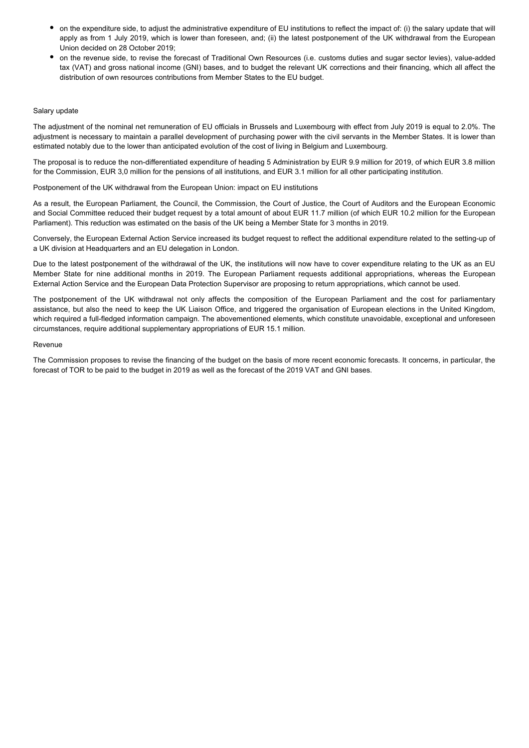- on the expenditure side, to adjust the administrative expenditure of EU institutions to reflect the impact of: (i) the salary update that will apply as from 1 July 2019, which is lower than foreseen, and; (ii) the latest postponement of the UK withdrawal from the European Union decided on 28 October 2019;
- on the revenue side, to revise the forecast of Traditional Own Resources (i.e. customs duties and sugar sector levies), value-added tax (VAT) and gross national income (GNI) bases, and to budget the relevant UK corrections and their financing, which all affect the distribution of own resources contributions from Member States to the EU budget.

Salary update

The adjustment of the nominal net remuneration of EU officials in Brussels and Luxembourg with effect from July 2019 is equal to 2.0%. The adjustment is necessary to maintain a parallel development of purchasing power with the civil servants in the Member States. It is lower than estimated notably due to the lower than anticipated evolution of the cost of living in Belgium and Luxembourg.

The proposal is to reduce the non-differentiated expenditure of heading 5 Administration by EUR 9.9 million for 2019, of which EUR 3.8 million for the Commission, EUR 3,0 million for the pensions of all institutions, and EUR 3.1 million for all other participating institution.

Postponement of the UK withdrawal from the European Union: impact on EU institutions

As a result, the European Parliament, the Council, the Commission, the Court of Justice, the Court of Auditors and the European Economic and Social Committee reduced their budget request by a total amount of about EUR 11.7 million (of which EUR 10.2 million for the European Parliament). This reduction was estimated on the basis of the UK being a Member State for 3 months in 2019.

Conversely, the European External Action Service increased its budget request to reflect the additional expenditure related to the setting-up of a UK division at Headquarters and an EU delegation in London.

Due to the latest postponement of the withdrawal of the UK, the institutions will now have to cover expenditure relating to the UK as an EU Member State for nine additional months in 2019. The European Parliament requests additional appropriations, whereas the European External Action Service and the European Data Protection Supervisor are proposing to return appropriations, which cannot be used.

The postponement of the UK withdrawal not only affects the composition of the European Parliament and the cost for parliamentary assistance, but also the need to keep the UK Liaison Office, and triggered the organisation of European elections in the United Kingdom, which required a full-fledged information campaign. The abovementioned elements, which constitute unavoidable, exceptional and unforeseen circumstances, require additional supplementary appropriations of EUR 15.1 million.

Revenue

The Commission proposes to revise the financing of the budget on the basis of more recent economic forecasts. It concerns, in particular, the forecast of TOR to be paid to the budget in 2019 as well as the forecast of the 2019 VAT and GNI bases.